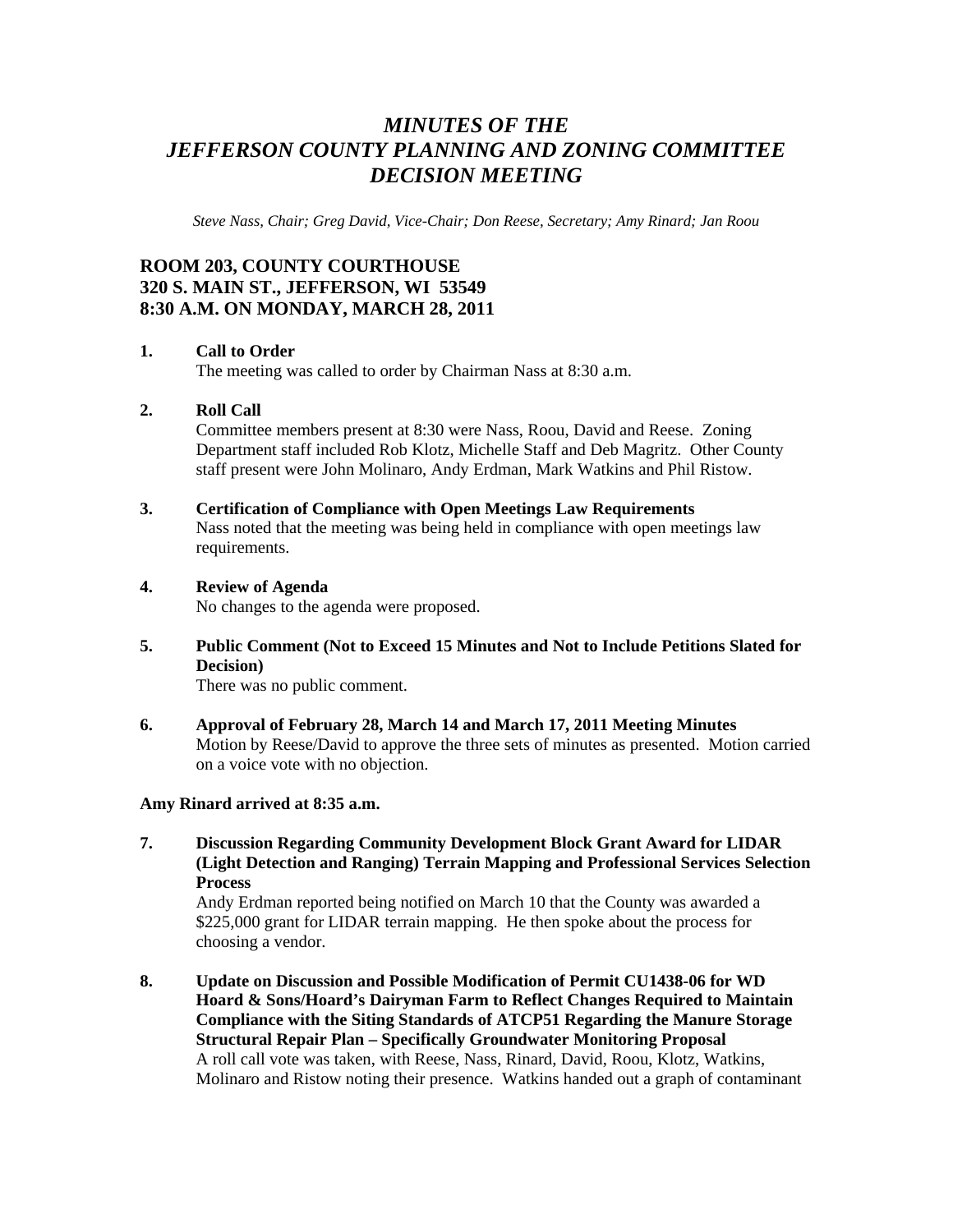# *MINUTES OF THE JEFFERSON COUNTY PLANNING AND ZONING COMMITTEE DECISION MEETING*

*Steve Nass, Chair; Greg David, Vice-Chair; Don Reese, Secretary; Amy Rinard; Jan Roou*

## ROOM 203, COUNTY COURTHOUSE
## 320 S. MAIN ST., JEFFERSON, WI 53549
## 8:30 A.M. ON MONDAY, MARCH 28, 2011

**1. Call to Order**

The meeting was called to order by Chairman Nass at 8:30 a.m.

**2. Roll Call**

Committee members present at 8:30 were Nass, Roou, David and Reese. Zoning Department staff included Rob Klotz, Michelle Staff and Deb Magritz. Other County staff present were John Molinaro, Andy Erdman, Mark Watkins and Phil Ristow.

**3. Certification of Compliance with Open Meetings Law Requirements**

Nass noted that the meeting was being held in compliance with open meetings law requirements.

**4. Review of Agenda**

No changes to the agenda were proposed.

**5. Public Comment (Not to Exceed 15 Minutes and Not to Include Petitions Slated for Decision)**

There was no public comment.

**6. Approval of February 28, March 14 and March 17, 2011 Meeting Minutes**

Motion by Reese/David to approve the three sets of minutes as presented. Motion carried on a voice vote with no objection.

**Amy Rinard arrived at 8:35 a.m.**

**7. Discussion Regarding Community Development Block Grant Award for LIDAR (Light Detection and Ranging) Terrain Mapping and Professional Services Selection Process**

Andy Erdman reported being notified on March 10 that the County was awarded a $225,000 grant for LIDAR terrain mapping. He then spoke about the process for choosing a vendor.

**8. Update on Discussion and Possible Modification of Permit CU1438-06 for WD Hoard & Sons/Hoard's Dairyman Farm to Reflect Changes Required to Maintain Compliance with the Siting Standards of ATCP51 Regarding the Manure Storage Structural Repair Plan – Specifically Groundwater Monitoring Proposal**

A roll call vote was taken, with Reese, Nass, Rinard, David, Roou, Klotz, Watkins, Molinaro and Ristow noting their presence. Watkins handed out a graph of contaminant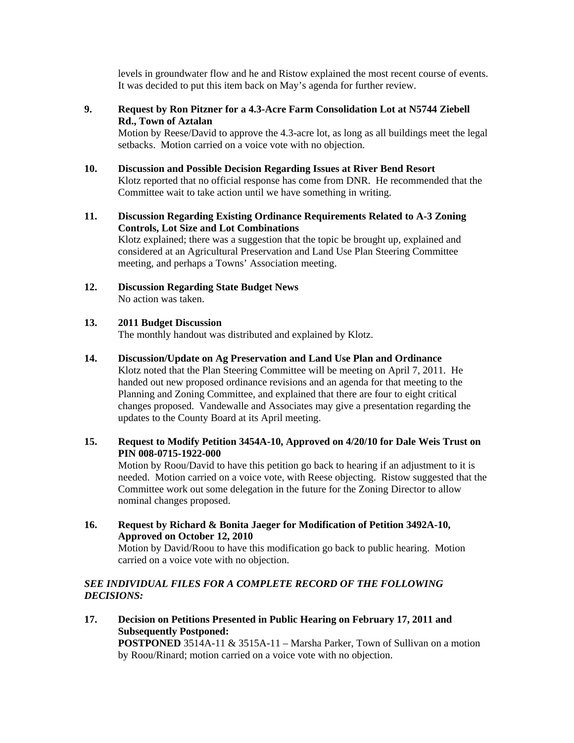levels in groundwater flow and he and Ristow explained the most recent course of events. It was decided to put this item back on May's agenda for further review.

**9. Request by Ron Pitzner for a 4.3-Acre Farm Consolidation Lot at N5744 Ziebell Rd., Town of Aztalan**

Motion by Reese/David to approve the 4.3-acre lot, as long as all buildings meet the legal setbacks. Motion carried on a voice vote with no objection.

**10. Discussion and Possible Decision Regarding Issues at River Bend Resort**

Klotz reported that no official response has come from DNR. He recommended that the Committee wait to take action until we have something in writing.

**11. Discussion Regarding Existing Ordinance Requirements Related to A-3 Zoning Controls, Lot Size and Lot Combinations**

Klotz explained; there was a suggestion that the topic be brought up, explained and considered at an Agricultural Preservation and Land Use Plan Steering Committee meeting, and perhaps a Towns' Association meeting.

**12. Discussion Regarding State Budget News**

No action was taken.

**13. 2011 Budget Discussion**

The monthly handout was distributed and explained by Klotz.

**14. Discussion/Update on Ag Preservation and Land Use Plan and Ordinance**

Klotz noted that the Plan Steering Committee will be meeting on April 7, 2011. He handed out new proposed ordinance revisions and an agenda for that meeting to the Planning and Zoning Committee, and explained that there are four to eight critical changes proposed. Vandewalle and Associates may give a presentation regarding the updates to the County Board at its April meeting.

**15. Request to Modify Petition 3454A-10, Approved on 4/20/10 for Dale Weis Trust on PIN 008-0715-1922-000**

Motion by Roou/David to have this petition go back to hearing if an adjustment to it is needed. Motion carried on a voice vote, with Reese objecting. Ristow suggested that the Committee work out some delegation in the future for the Zoning Director to allow nominal changes proposed.

**16. Request by Richard & Bonita Jaeger for Modification of Petition 3492A-10, Approved on October 12, 2010**

Motion by David/Roou to have this modification go back to public hearing. Motion carried on a voice vote with no objection.

***SEE INDIVIDUAL FILES FOR A COMPLETE RECORD OF THE FOLLOWING DECISIONS:***

**17. Decision on Petitions Presented in Public Hearing on February 17, 2011 and Subsequently Postponed:**

**POSTPONED** 3514A-11 & 3515A-11 – Marsha Parker, Town of Sullivan on a motion by Roou/Rinard; motion carried on a voice vote with no objection.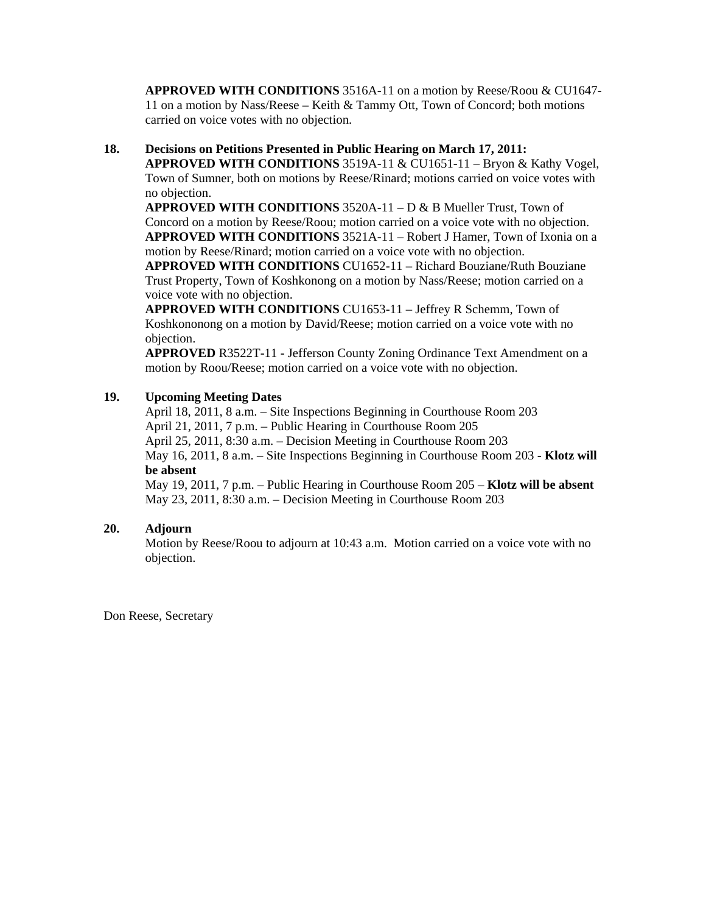**APPROVED WITH CONDITIONS** 3516A-11 on a motion by Reese/Roou & CU1647-11 on a motion by Nass/Reese – Keith & Tammy Ott, Town of Concord; both motions carried on voice votes with no objection.

**18. Decisions on Petitions Presented in Public Hearing on March 17, 2011:**

**APPROVED WITH CONDITIONS** 3519A-11 & CU1651-11 – Bryon & Kathy Vogel, Town of Sumner, both on motions by Reese/Rinard; motions carried on voice votes with no objection.

**APPROVED WITH CONDITIONS** 3520A-11 – D & B Mueller Trust, Town of Concord on a motion by Reese/Roou; motion carried on a voice vote with no objection.

**APPROVED WITH CONDITIONS** 3521A-11 – Robert J Hamer, Town of Ixonia on a motion by Reese/Rinard; motion carried on a voice vote with no objection.

**APPROVED WITH CONDITIONS** CU1652-11 – Richard Bouziane/Ruth Bouziane Trust Property, Town of Koshkonong on a motion by Nass/Reese; motion carried on a voice vote with no objection.

**APPROVED WITH CONDITIONS** CU1653-11 – Jeffrey R Schemm, Town of Koshkononong on a motion by David/Reese; motion carried on a voice vote with no objection.

**APPROVED** R3522T-11 - Jefferson County Zoning Ordinance Text Amendment on a motion by Roou/Reese; motion carried on a voice vote with no objection.

**19. Upcoming Meeting Dates**

April 18, 2011, 8 a.m. – Site Inspections Beginning in Courthouse Room 203
April 21, 2011, 7 p.m. – Public Hearing in Courthouse Room 205
April 25, 2011, 8:30 a.m. – Decision Meeting in Courthouse Room 203
May 16, 2011, 8 a.m. – Site Inspections Beginning in Courthouse Room 203 - **Klotz will be absent**
May 19, 2011, 7 p.m. – Public Hearing in Courthouse Room 205 – **Klotz will be absent**
May 23, 2011, 8:30 a.m. – Decision Meeting in Courthouse Room 203

**20. Adjourn**

Motion by Reese/Roou to adjourn at 10:43 a.m. Motion carried on a voice vote with no objection.

Don Reese, Secretary